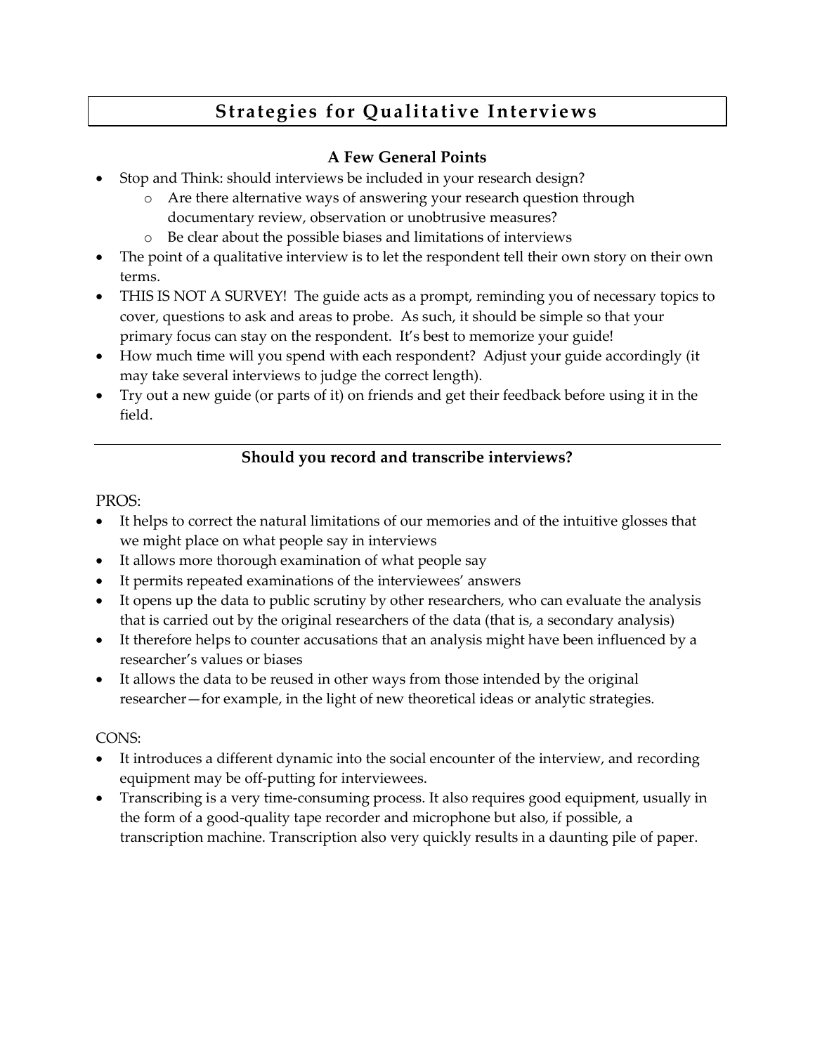# Strategies for Qualitative Interviews

### A Few General Points

- Stop and Think: should interviews be included in your research design?
  - Are there alternative ways of answering your research question through documentary review, observation or unobtrusive measures?
  - Be clear about the possible biases and limitations of interviews
- The point of a qualitative interview is to let the respondent tell their own story on their own terms.
- THIS IS NOT A SURVEY! The guide acts as a prompt, reminding you of necessary topics to cover, questions to ask and areas to probe. As such, it should be simple so that your primary focus can stay on the respondent. It's best to memorize your guide!
- How much time will you spend with each respondent? Adjust your guide accordingly (it may take several interviews to judge the correct length).
- Try out a new guide (or parts of it) on friends and get their feedback before using it in the field.

---

### Should you record and transcribe interviews?

PROS:

- It helps to correct the natural limitations of our memories and of the intuitive glosses that we might place on what people say in interviews
- It allows more thorough examination of what people say
- It permits repeated examinations of the interviewees' answers
- It opens up the data to public scrutiny by other researchers, who can evaluate the analysis that is carried out by the original researchers of the data (that is, a secondary analysis)
- It therefore helps to counter accusations that an analysis might have been influenced by a researcher's values or biases
- It allows the data to be reused in other ways from those intended by the original researcher—for example, in the light of new theoretical ideas or analytic strategies.

CONS:

- It introduces a different dynamic into the social encounter of the interview, and recording equipment may be off-putting for interviewees.
- Transcribing is a very time-consuming process. It also requires good equipment, usually in the form of a good-quality tape recorder and microphone but also, if possible, a transcription machine. Transcription also very quickly results in a daunting pile of paper.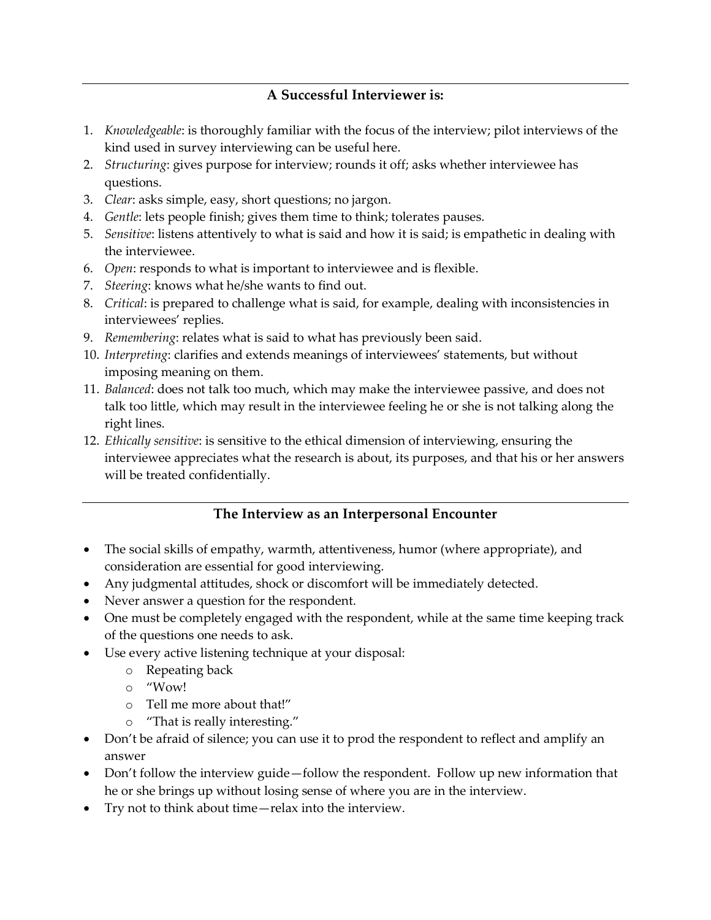## A Successful Interviewer is:

1. *Knowledgeable*: is thoroughly familiar with the focus of the interview; pilot interviews of the kind used in survey interviewing can be useful here.
2. *Structuring*: gives purpose for interview; rounds it off; asks whether interviewee has questions.
3. *Clear*: asks simple, easy, short questions; no jargon.
4. *Gentle*: lets people finish; gives them time to think; tolerates pauses.
5. *Sensitive*: listens attentively to what is said and how it is said; is empathetic in dealing with the interviewee.
6. *Open*: responds to what is important to interviewee and is flexible.
7. *Steering*: knows what he/she wants to find out.
8. *Critical*: is prepared to challenge what is said, for example, dealing with inconsistencies in interviewees' replies.
9. *Remembering*: relates what is said to what has previously been said.
10. *Interpreting*: clarifies and extends meanings of interviewees' statements, but without imposing meaning on them.
11. *Balanced*: does not talk too much, which may make the interviewee passive, and does not talk too little, which may result in the interviewee feeling he or she is not talking along the right lines.
12. *Ethically sensitive*: is sensitive to the ethical dimension of interviewing, ensuring the interviewee appreciates what the research is about, its purposes, and that his or her answers will be treated confidentially.

## The Interview as an Interpersonal Encounter

- The social skills of empathy, warmth, attentiveness, humor (where appropriate), and consideration are essential for good interviewing.
- Any judgmental attitudes, shock or discomfort will be immediately detected.
- Never answer a question for the respondent.
- One must be completely engaged with the respondent, while at the same time keeping track of the questions one needs to ask.
- Use every active listening technique at your disposal:
  - Repeating back
  - "Wow!
  - Tell me more about that!"
  - "That is really interesting."
- Don't be afraid of silence; you can use it to prod the respondent to reflect and amplify an answer
- Don't follow the interview guide—follow the respondent. Follow up new information that he or she brings up without losing sense of where you are in the interview.
- Try not to think about time—relax into the interview.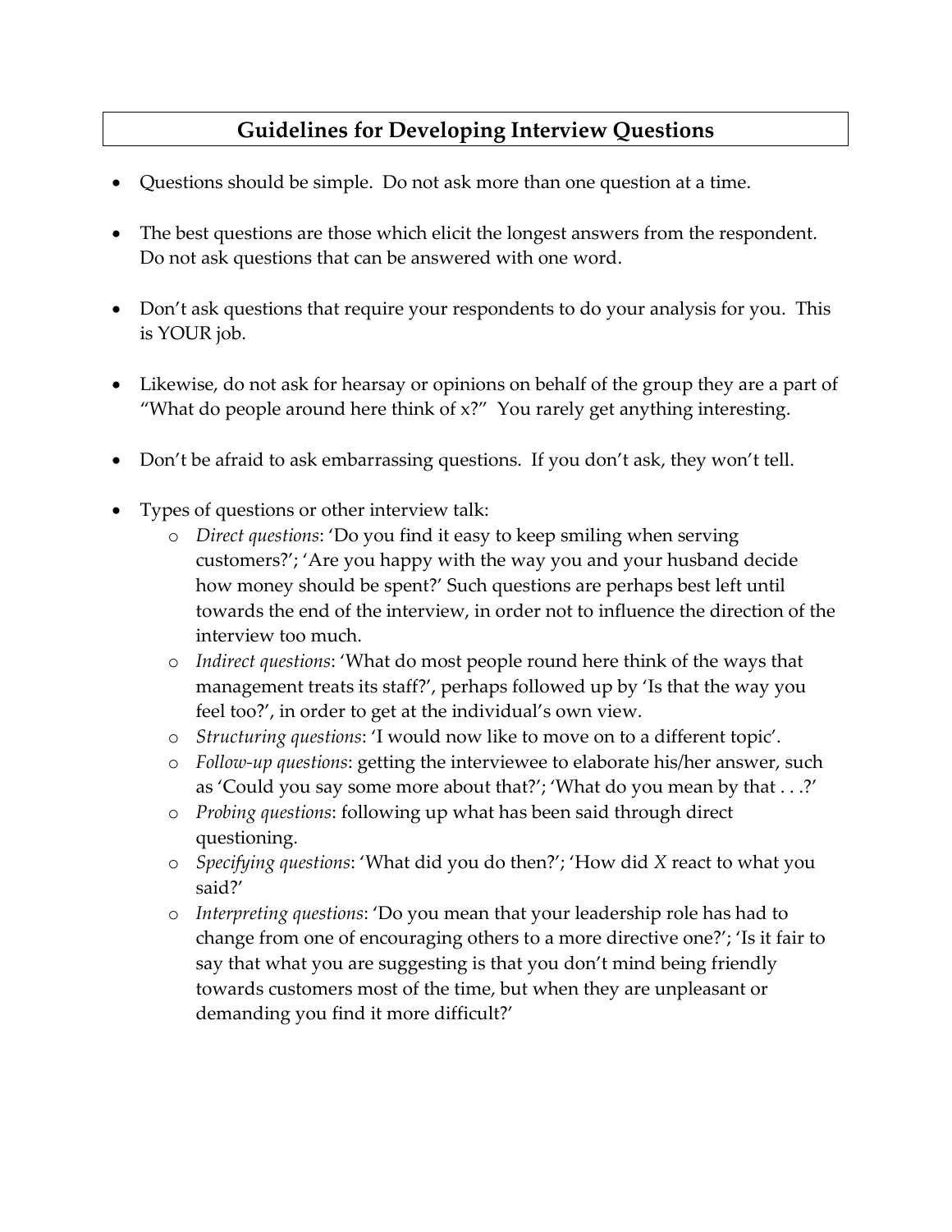## Guidelines for Developing Interview Questions

- Questions should be simple. Do not ask more than one question at a time.
- The best questions are those which elicit the longest answers from the respondent. Do not ask questions that can be answered with one word.
- Don't ask questions that require your respondents to do your analysis for you. This is YOUR job.
- Likewise, do not ask for hearsay or opinions on behalf of the group they are a part of "What do people around here think of x?" You rarely get anything interesting.
- Don't be afraid to ask embarrassing questions. If you don't ask, they won't tell.
- Types of questions or other interview talk:
  - *Direct questions*: 'Do you find it easy to keep smiling when serving customers?'; 'Are you happy with the way you and your husband decide how money should be spent?' Such questions are perhaps best left until towards the end of the interview, in order not to influence the direction of the interview too much.
  - *Indirect questions*: 'What do most people round here think of the ways that management treats its staff?', perhaps followed up by 'Is that the way you feel too?', in order to get at the individual's own view.
  - *Structuring questions*: 'I would now like to move on to a different topic'.
  - *Follow-up questions*: getting the interviewee to elaborate his/her answer, such as 'Could you say some more about that?'; 'What do you mean by that . . .?'
  - *Probing questions*: following up what has been said through direct questioning.
  - *Specifying questions*: 'What did you do then?'; 'How did *X* react to what you said?'
  - *Interpreting questions*: 'Do you mean that your leadership role has had to change from one of encouraging others to a more directive one?'; 'Is it fair to say that what you are suggesting is that you don't mind being friendly towards customers most of the time, but when they are unpleasant or demanding you find it more difficult?'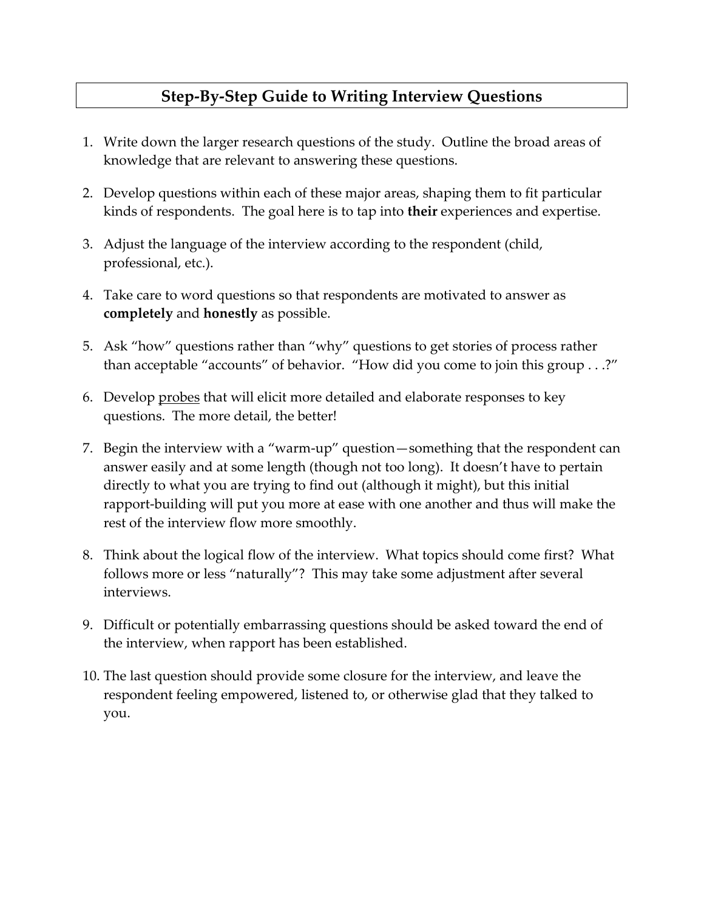## Step-By-Step Guide to Writing Interview Questions

1. Write down the larger research questions of the study. Outline the broad areas of knowledge that are relevant to answering these questions.

2. Develop questions within each of these major areas, shaping them to fit particular kinds of respondents. The goal here is to tap into **their** experiences and expertise.

3. Adjust the language of the interview according to the respondent (child, professional, etc.).

4. Take care to word questions so that respondents are motivated to answer as **completely** and **honestly** as possible.

5. Ask "how" questions rather than "why" questions to get stories of process rather than acceptable "accounts" of behavior. "How did you come to join this group . . .?"

6. Develop <u>probes</u> that will elicit more detailed and elaborate responses to key questions. The more detail, the better!

7. Begin the interview with a "warm-up" question—something that the respondent can answer easily and at some length (though not too long). It doesn't have to pertain directly to what you are trying to find out (although it might), but this initial rapport-building will put you more at ease with one another and thus will make the rest of the interview flow more smoothly.

8. Think about the logical flow of the interview. What topics should come first? What follows more or less "naturally"? This may take some adjustment after several interviews.

9. Difficult or potentially embarrassing questions should be asked toward the end of the interview, when rapport has been established.

10. The last question should provide some closure for the interview, and leave the respondent feeling empowered, listened to, or otherwise glad that they talked to you.